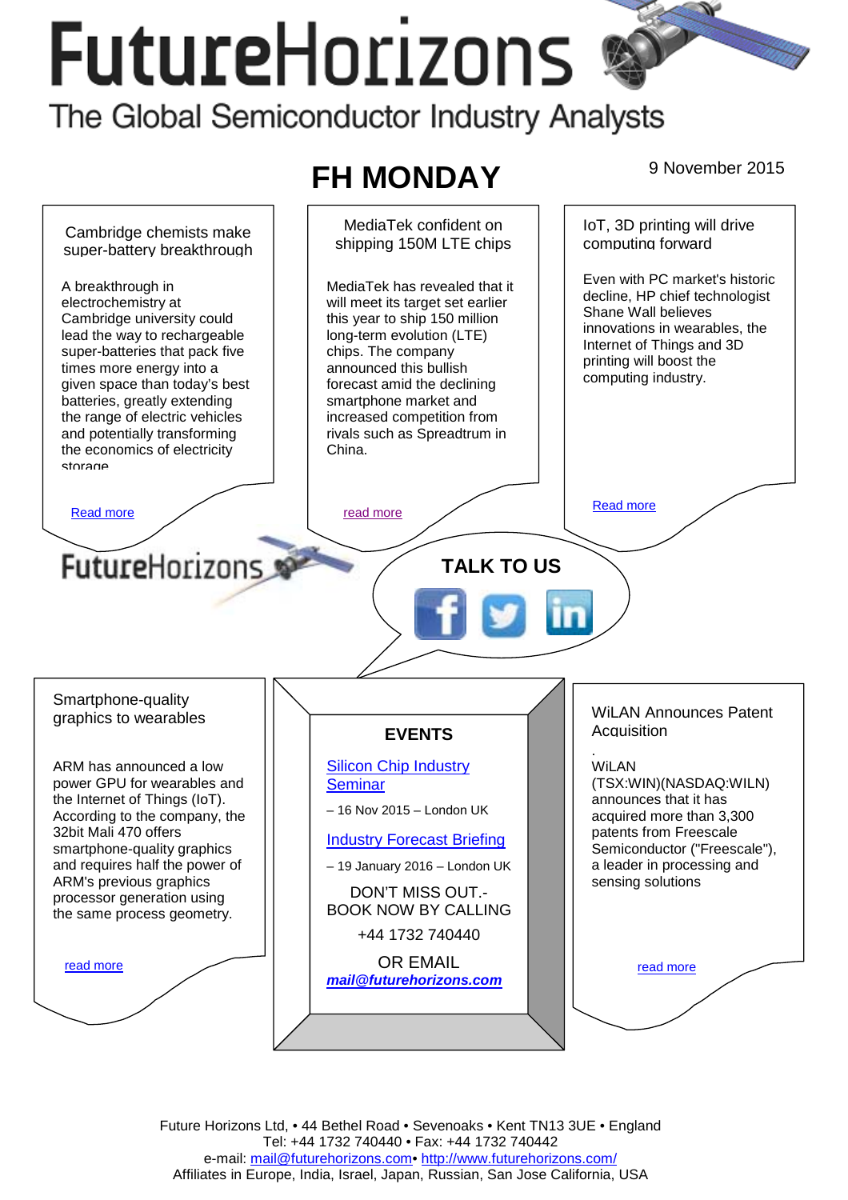# FutureHorizons

The Global Semiconductor Industry Analysts

## FH MONDAY

9 November 2015

### Cambridge chemists make super-battery breakthrough

A breakthrough in electrochemistry at Cambridge university could lead the way to rechargeable super-batteries that pack five times more energy into a given space than today's best batteries, greatly extending the range of electric vehicles and potentially transforming the economics of electricity storage

Read more

### MediaTek confident on shipping 150M LTE chips

MediaTek has revealed that it will meet its target set earlier this year to ship 150 million long-term evolution (LTE) chips. The company announced this bullish forecast amid the declining smartphone market and increased competition from rivals such as Spreadtrum in China.

read more

### IoT, 3D printing will drive computing forward

Even with PC market's historic decline, HP chief technologist Shane Wall believes innovations in wearables, the Internet of Things and 3D printing will boost the computing industry.

Read more

FutureHorizons

**TALK TO US**

### Smartphone-quality graphics to wearables

ARM has announced a low power GPU for wearables and the Internet of Things (IoT). According to the company, the 32bit Mali 470 offers smartphone-quality graphics and requires half the power of ARM's previous graphics processor generation using the same process geometry.

read more

### EVENTS

Silicon Chip Industry Seminar

– 16 Nov 2015 – London UK

Industry Forecast Briefing

– 19 January 2016 – London UK

DON'T MISS OUT.- BOOK NOW BY CALLING

+44 1732 740440

OR EMAIL

***mail@futurehorizons.com***

### WiLAN Announces Patent Acquisition

.

WiLAN (TSX:WIN)(NASDAQ:WILN) announces that it has acquired more than 3,300 patents from Freescale Semiconductor ("Freescale"), a leader in processing and sensing solutions

read more

Future Horizons Ltd, • 44 Bethel Road • Sevenoaks • Kent TN13 3UE • England
Tel: +44 1732 740440 • Fax: +44 1732 740442
e-mail: mail@futurehorizons.com• http://www.futurehorizons.com/
Affiliates in Europe, India, Israel, Japan, Russian, San Jose California, USA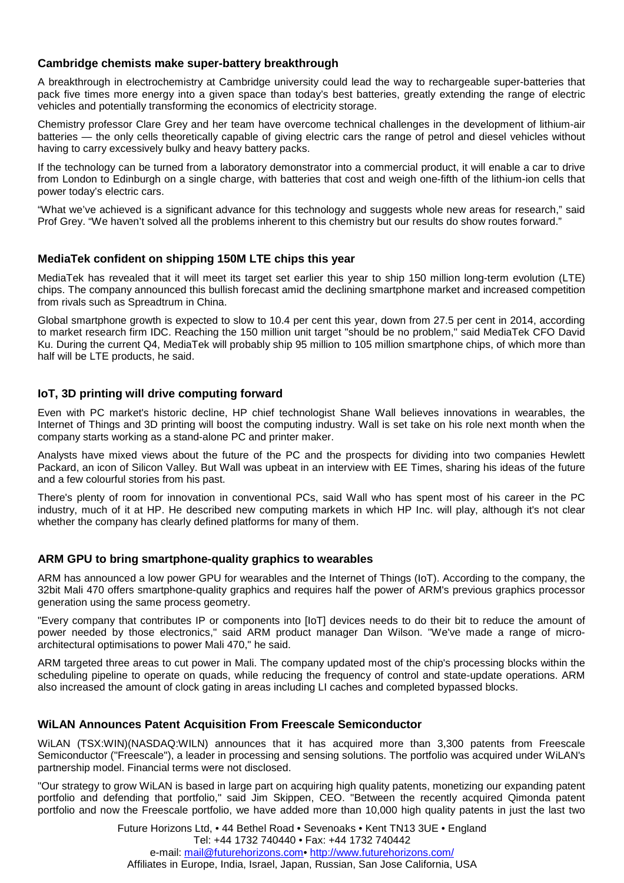### Cambridge chemists make super-battery breakthrough

A breakthrough in electrochemistry at Cambridge university could lead the way to rechargeable super-batteries that pack five times more energy into a given space than today's best batteries, greatly extending the range of electric vehicles and potentially transforming the economics of electricity storage.

Chemistry professor Clare Grey and her team have overcome technical challenges in the development of lithium-air batteries — the only cells theoretically capable of giving electric cars the range of petrol and diesel vehicles without having to carry excessively bulky and heavy battery packs.

If the technology can be turned from a laboratory demonstrator into a commercial product, it will enable a car to drive from London to Edinburgh on a single charge, with batteries that cost and weigh one-fifth of the lithium-ion cells that power today's electric cars.

"What we've achieved is a significant advance for this technology and suggests whole new areas for research," said Prof Grey. "We haven't solved all the problems inherent to this chemistry but our results do show routes forward."

### MediaTek confident on shipping 150M LTE chips this year

MediaTek has revealed that it will meet its target set earlier this year to ship 150 million long-term evolution (LTE) chips. The company announced this bullish forecast amid the declining smartphone market and increased competition from rivals such as Spreadtrum in China.

Global smartphone growth is expected to slow to 10.4 per cent this year, down from 27.5 per cent in 2014, according to market research firm IDC. Reaching the 150 million unit target "should be no problem," said MediaTek CFO David Ku. During the current Q4, MediaTek will probably ship 95 million to 105 million smartphone chips, of which more than half will be LTE products, he said.

### IoT, 3D printing will drive computing forward

Even with PC market's historic decline, HP chief technologist Shane Wall believes innovations in wearables, the Internet of Things and 3D printing will boost the computing industry. Wall is set take on his role next month when the company starts working as a stand-alone PC and printer maker.

Analysts have mixed views about the future of the PC and the prospects for dividing into two companies Hewlett Packard, an icon of Silicon Valley. But Wall was upbeat in an interview with EE Times, sharing his ideas of the future and a few colourful stories from his past.

There's plenty of room for innovation in conventional PCs, said Wall who has spent most of his career in the PC industry, much of it at HP. He described new computing markets in which HP Inc. will play, although it's not clear whether the company has clearly defined platforms for many of them.

### ARM GPU to bring smartphone-quality graphics to wearables

ARM has announced a low power GPU for wearables and the Internet of Things (IoT). According to the company, the 32bit Mali 470 offers smartphone-quality graphics and requires half the power of ARM's previous graphics processor generation using the same process geometry.

"Every company that contributes IP or components into [IoT] devices needs to do their bit to reduce the amount of power needed by those electronics," said ARM product manager Dan Wilson. "We've made a range of micro-architectural optimisations to power Mali 470," he said.

ARM targeted three areas to cut power in Mali. The company updated most of the chip's processing blocks within the scheduling pipeline to operate on quads, while reducing the frequency of control and state-update operations. ARM also increased the amount of clock gating in areas including LI caches and completed bypassed blocks.

### WiLAN Announces Patent Acquisition From Freescale Semiconductor

WiLAN (TSX:WIN)(NASDAQ:WILN) announces that it has acquired more than 3,300 patents from Freescale Semiconductor ("Freescale"), a leader in processing and sensing solutions. The portfolio was acquired under WiLAN's partnership model. Financial terms were not disclosed.

"Our strategy to grow WiLAN is based in large part on acquiring high quality patents, monetizing our expanding patent portfolio and defending that portfolio," said Jim Skippen, CEO. "Between the recently acquired Qimonda patent portfolio and now the Freescale portfolio, we have added more than 10,000 high quality patents in just the last two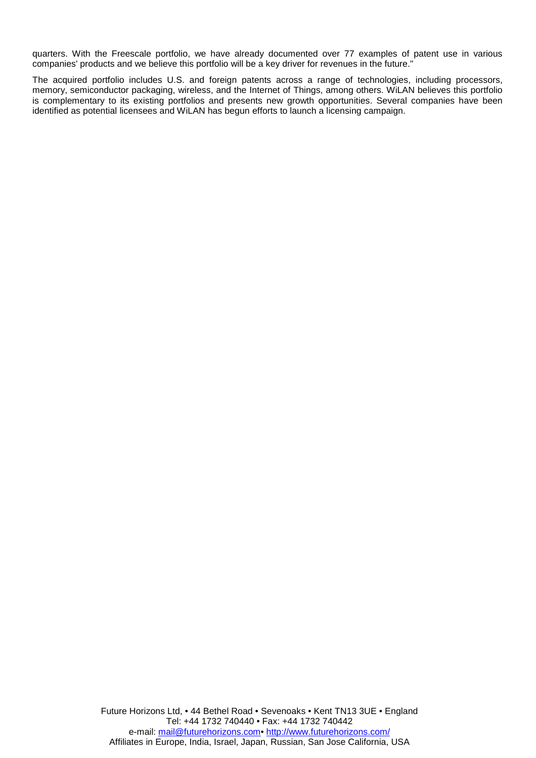quarters. With the Freescale portfolio, we have already documented over 77 examples of patent use in various companies' products and we believe this portfolio will be a key driver for revenues in the future."

The acquired portfolio includes U.S. and foreign patents across a range of technologies, including processors, memory, semiconductor packaging, wireless, and the Internet of Things, among others. WiLAN believes this portfolio is complementary to its existing portfolios and presents new growth opportunities. Several companies have been identified as potential licensees and WiLAN has begun efforts to launch a licensing campaign.